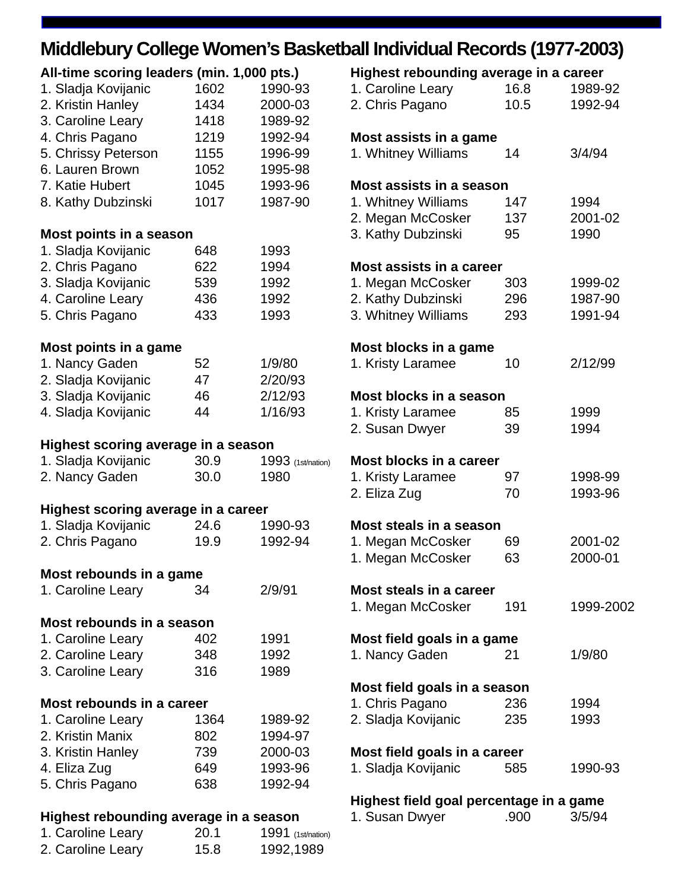# Middlebury College Women's Basketball Individual Records (1977-2003)

**All-time scoring leaders (min. 1,000 pts.)**

| | | |
|---|---|---|
| 1. Sladja Kovijanic | 1602 | 1990-93 |
| 2. Kristin Hanley | 1434 | 2000-03 |
| 3. Caroline Leary | 1418 | 1989-92 |
| 4. Chris Pagano | 1219 | 1992-94 |
| 5. Chrissy Peterson | 1155 | 1996-99 |
| 6. Lauren Brown | 1052 | 1995-98 |
| 7. Katie Hubert | 1045 | 1993-96 |
| 8. Kathy Dubzinski | 1017 | 1987-90 |

**Most points in a season**

| | | |
|---|---|---|
| 1. Sladja Kovijanic | 648 | 1993 |
| 2. Chris Pagano | 622 | 1994 |
| 3. Sladja Kovijanic | 539 | 1992 |
| 4. Caroline Leary | 436 | 1992 |
| 5. Chris Pagano | 433 | 1993 |

**Most points in a game**

| | | |
|---|---|---|
| 1. Nancy Gaden | 52 | 1/9/80 |
| 2. Sladja Kovijanic | 47 | 2/20/93 |
| 3. Sladja Kovijanic | 46 | 2/12/93 |
| 4. Sladja Kovijanic | 44 | 1/16/93 |

**Highest scoring average in a season**

| | | |
|---|---|---|
| 1. Sladja Kovijanic | 30.9 | 1993 (1st/nation) |
| 2. Nancy Gaden | 30.0 | 1980 |

**Highest scoring average in a career**

| | | |
|---|---|---|
| 1. Sladja Kovijanic | 24.6 | 1990-93 |
| 2. Chris Pagano | 19.9 | 1992-94 |

**Most rebounds in a game**

| | | |
|---|---|---|
| 1. Caroline Leary | 34 | 2/9/91 |

**Most rebounds in a season**

| | | |
|---|---|---|
| 1. Caroline Leary | 402 | 1991 |
| 2. Caroline Leary | 348 | 1992 |
| 3. Caroline Leary | 316 | 1989 |

**Most rebounds in a career**

| | | |
|---|---|---|
| 1. Caroline Leary | 1364 | 1989-92 |
| 2. Kristin Manix | 802 | 1994-97 |
| 3. Kristin Hanley | 739 | 2000-03 |
| 4. Eliza Zug | 649 | 1993-96 |
| 5. Chris Pagano | 638 | 1992-94 |

**Highest rebounding average in a season**

| | | |
|---|---|---|
| 1. Caroline Leary | 20.1 | 1991 (1st/nation) |
| 2. Caroline Leary | 15.8 | 1992,1989 |

**Highest rebounding average in a career**

| | | |
|---|---|---|
| 1. Caroline Leary | 16.8 | 1989-92 |
| 2. Chris Pagano | 10.5 | 1992-94 |

**Most assists in a game**

| | | |
|---|---|---|
| 1. Whitney Williams | 14 | 3/4/94 |

**Most assists in a season**

| | | |
|---|---|---|
| 1. Whitney Williams | 147 | 1994 |
| 2. Megan McCosker | 137 | 2001-02 |
| 3. Kathy Dubzinski | 95 | 1990 |

**Most assists in a career**

| | | |
|---|---|---|
| 1. Megan McCosker | 303 | 1999-02 |
| 2. Kathy Dubzinski | 296 | 1987-90 |
| 3. Whitney Williams | 293 | 1991-94 |

**Most blocks in a game**

| | | |
|---|---|---|
| 1. Kristy Laramee | 10 | 2/12/99 |

**Most blocks in a season**

| | | |
|---|---|---|
| 1. Kristy Laramee | 85 | 1999 |
| 2. Susan Dwyer | 39 | 1994 |

**Most blocks in a career**

| | | |
|---|---|---|
| 1. Kristy Laramee | 97 | 1998-99 |
| 2. Eliza Zug | 70 | 1993-96 |

**Most steals in a season**

| | | |
|---|---|---|
| 1. Megan McCosker | 69 | 2001-02 |
| 1. Megan McCosker | 63 | 2000-01 |

**Most steals in a career**

| | | |
|---|---|---|
| 1. Megan McCosker | 191 | 1999-2002 |

**Most field goals in a game**

| | | |
|---|---|---|
| 1. Nancy Gaden | 21 | 1/9/80 |

**Most field goals in a season**

| | | |
|---|---|---|
| 1. Chris Pagano | 236 | 1994 |
| 2. Sladja Kovijanic | 235 | 1993 |

**Most field goals in a career**

| | | |
|---|---|---|
| 1. Sladja Kovijanic | 585 | 1990-93 |

**Highest field goal percentage in a game**

| | | |
|---|---|---|
| 1. Susan Dwyer | .900 | 3/5/94 |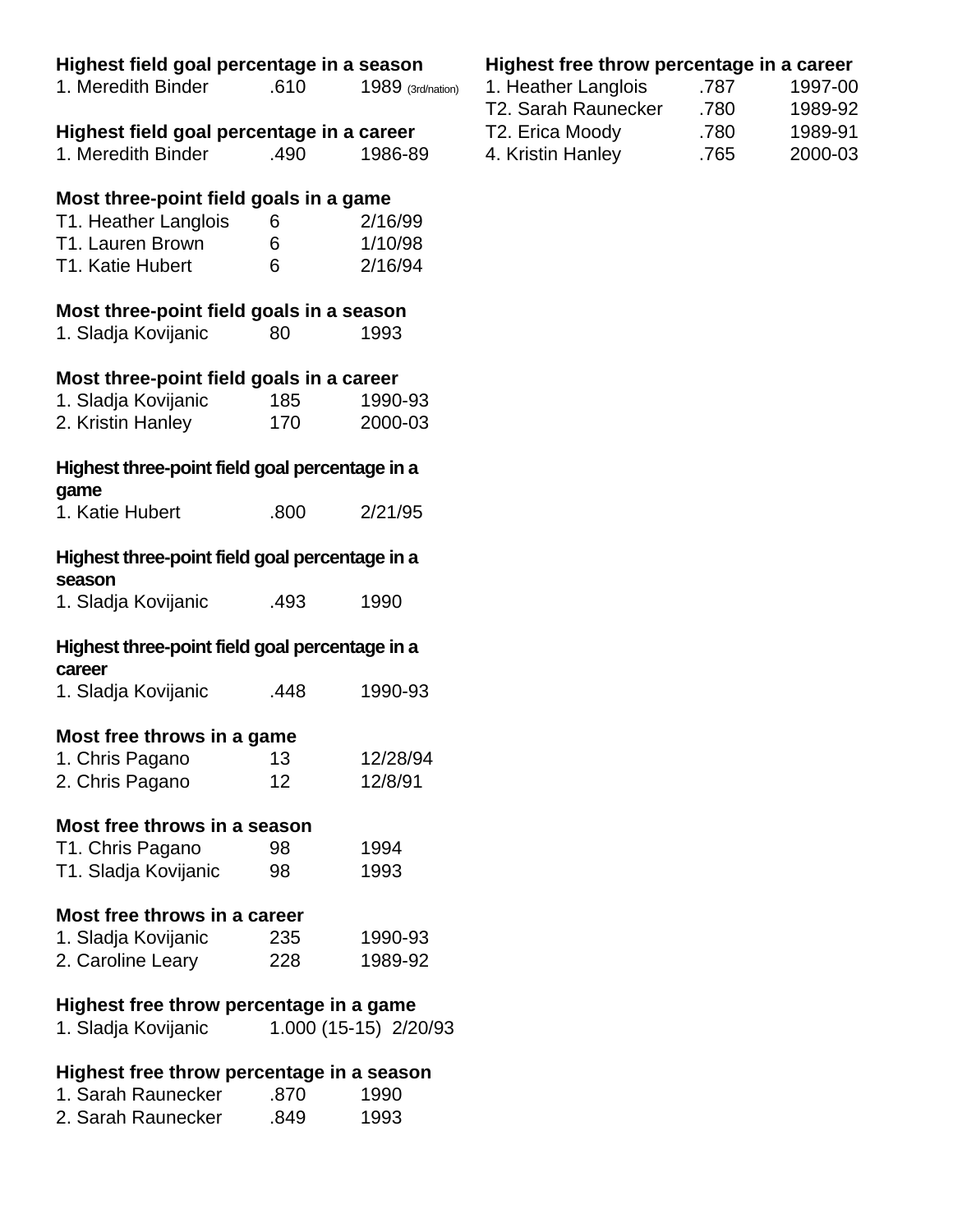**Highest field goal percentage in a season**

| | | |
|---|---|---|
| 1. Meredith Binder | .610 | 1989 (3rd/nation) |

**Highest field goal percentage in a career**

| | | |
|---|---|---|
| 1. Meredith Binder | .490 | 1986-89 |

**Most three-point field goals in a game**

| | | |
|---|---|---|
| T1. Heather Langlois | 6 | 2/16/99 |
| T1. Lauren Brown | 6 | 1/10/98 |
| T1. Katie Hubert | 6 | 2/16/94 |

**Most three-point field goals in a season**

| | | |
|---|---|---|
| 1. Sladja Kovijanic | 80 | 1993 |

**Most three-point field goals in a career**

| | | |
|---|---|---|
| 1. Sladja Kovijanic | 185 | 1990-93 |
| 2. Kristin Hanley | 170 | 2000-03 |

**Highest three-point field goal percentage in a game**

| | | |
|---|---|---|
| 1. Katie Hubert | .800 | 2/21/95 |

**Highest three-point field goal percentage in a season**

| | | |
|---|---|---|
| 1. Sladja Kovijanic | .493 | 1990 |

**Highest three-point field goal percentage in a career**

| | | |
|---|---|---|
| 1. Sladja Kovijanic | .448 | 1990-93 |

**Most free throws in a game**

| | | |
|---|---|---|
| 1. Chris Pagano | 13 | 12/28/94 |
| 2. Chris Pagano | 12 | 12/8/91 |

**Most free throws in a season**

| | | |
|---|---|---|
| T1. Chris Pagano | 98 | 1994 |
| T1. Sladja Kovijanic | 98 | 1993 |

**Most free throws in a career**

| | | |
|---|---|---|
| 1. Sladja Kovijanic | 235 | 1990-93 |
| 2. Caroline Leary | 228 | 1989-92 |

**Highest free throw percentage in a game**

| | | |
|---|---|---|
| 1. Sladja Kovijanic | 1.000 (15-15) | 2/20/93 |

**Highest free throw percentage in a season**

| | | |
|---|---|---|
| 1. Sarah Raunecker | .870 | 1990 |
| 2. Sarah Raunecker | .849 | 1993 |

**Highest free throw percentage in a career**

| | | |
|---|---|---|
| 1. Heather Langlois | .787 | 1997-00 |
| T2. Sarah Raunecker | .780 | 1989-92 |
| T2. Erica Moody | .780 | 1989-91 |
| 4. Kristin Hanley | .765 | 2000-03 |